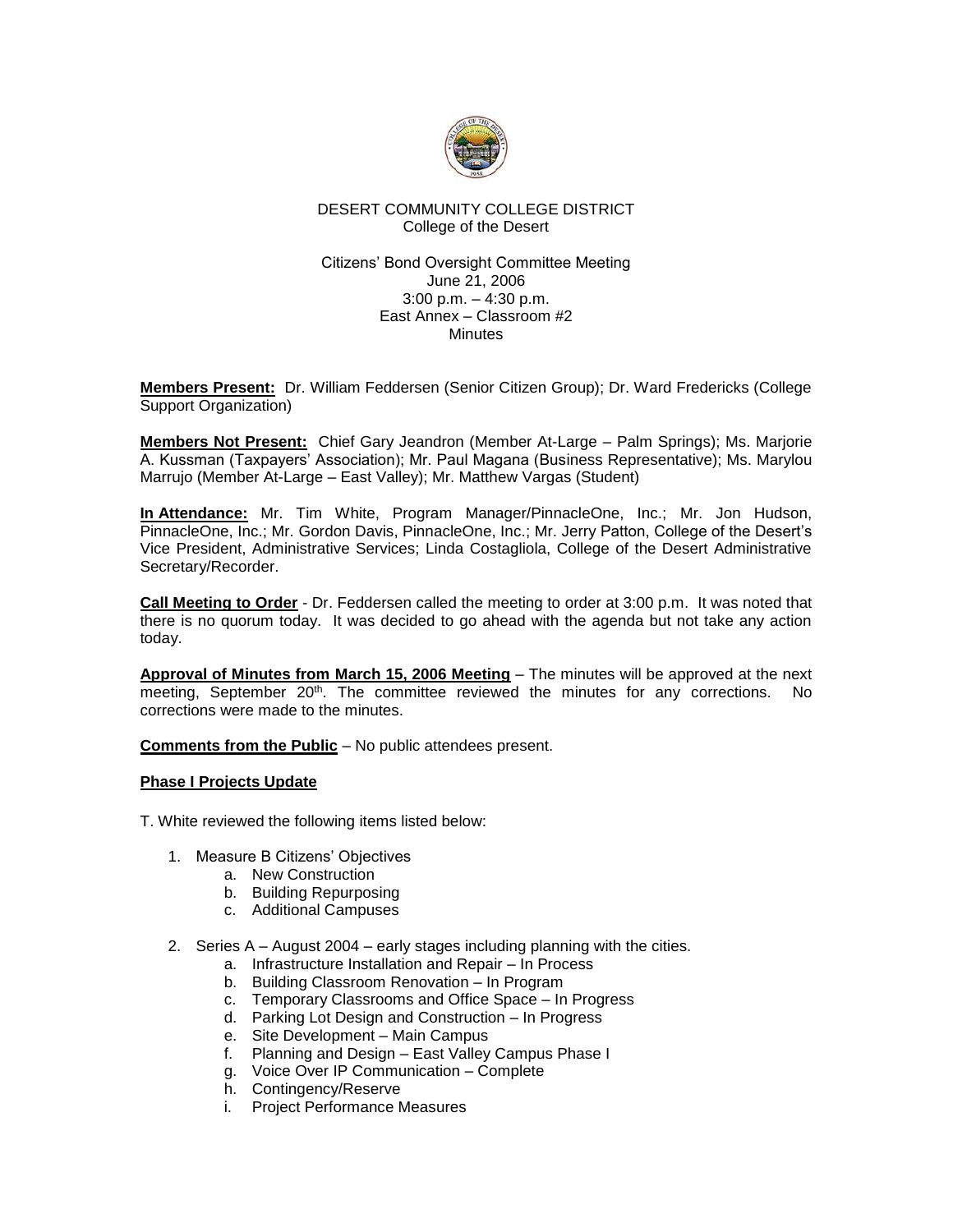DESERT COMMUNITY COLLEGE DISTRICT
College of the Desert

Citizens' Bond Oversight Committee Meeting
June 21, 2006
3:00 p.m. – 4:30 p.m.
East Annex – Classroom #2
Minutes

**Members Present:** Dr. William Feddersen (Senior Citizen Group); Dr. Ward Fredericks (College Support Organization)

**Members Not Present:** Chief Gary Jeandron (Member At-Large – Palm Springs); Ms. Marjorie A. Kussman (Taxpayers' Association); Mr. Paul Magana (Business Representative); Ms. Marylou Marrujo (Member At-Large – East Valley); Mr. Matthew Vargas (Student)

**In Attendance:** Mr. Tim White, Program Manager/PinnacleOne, Inc.; Mr. Jon Hudson, PinnacleOne, Inc.; Mr. Gordon Davis, PinnacleOne, Inc.; Mr. Jerry Patton, College of the Desert's Vice President, Administrative Services; Linda Costagliola, College of the Desert Administrative Secretary/Recorder.

**Call Meeting to Order** - Dr. Feddersen called the meeting to order at 3:00 p.m. It was noted that there is no quorum today. It was decided to go ahead with the agenda but not take any action today.

**Approval of Minutes from March 15, 2006 Meeting** – The minutes will be approved at the next meeting, September 20th. The committee reviewed the minutes for any corrections. No corrections were made to the minutes.

**Comments from the Public** – No public attendees present.

**Phase I Projects Update**

T. White reviewed the following items listed below:

1. Measure B Citizens' Objectives
   a. New Construction
   b. Building Repurposing
   c. Additional Campuses

2. Series A – August 2004 – early stages including planning with the cities.
   a. Infrastructure Installation and Repair – In Process
   b. Building Classroom Renovation – In Program
   c. Temporary Classrooms and Office Space – In Progress
   d. Parking Lot Design and Construction – In Progress
   e. Site Development – Main Campus
   f. Planning and Design – East Valley Campus Phase I
   g. Voice Over IP Communication – Complete
   h. Contingency/Reserve
   i. Project Performance Measures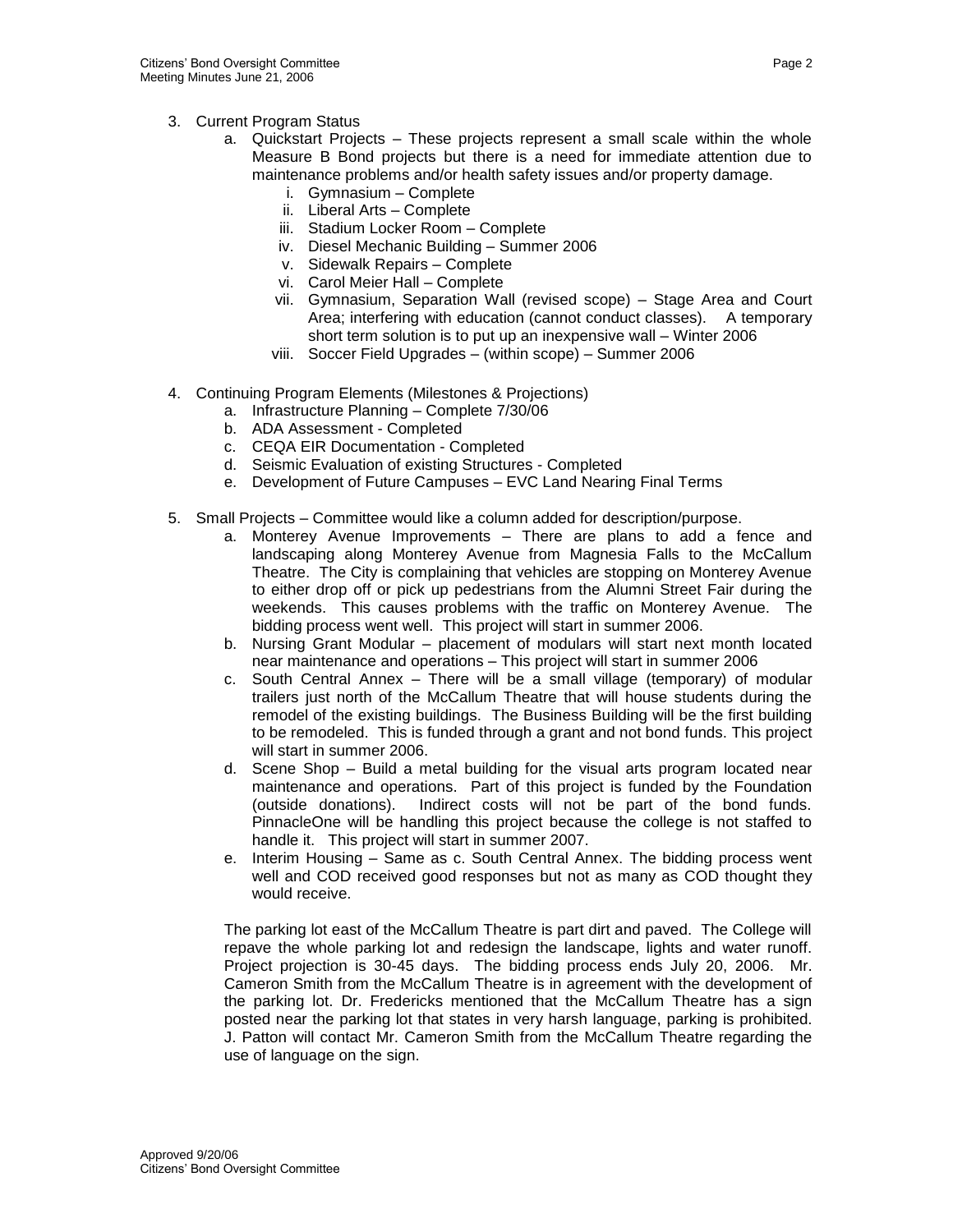3. Current Program Status
    a. Quickstart Projects – These projects represent a small scale within the whole Measure B Bond projects but there is a need for immediate attention due to maintenance problems and/or health safety issues and/or property damage.
        i. Gymnasium – Complete
        ii. Liberal Arts – Complete
        iii. Stadium Locker Room – Complete
        iv. Diesel Mechanic Building – Summer 2006
        v. Sidewalk Repairs – Complete
        vi. Carol Meier Hall – Complete
        vii. Gymnasium, Separation Wall (revised scope) – Stage Area and Court Area; interfering with education (cannot conduct classes). A temporary short term solution is to put up an inexpensive wall – Winter 2006
        viii. Soccer Field Upgrades – (within scope) – Summer 2006

4. Continuing Program Elements (Milestones & Projections)
    a. Infrastructure Planning – Complete 7/30/06
    b. ADA Assessment - Completed
    c. CEQA EIR Documentation - Completed
    d. Seismic Evaluation of existing Structures - Completed
    e. Development of Future Campuses – EVC Land Nearing Final Terms

5. Small Projects – Committee would like a column added for description/purpose.
    a. Monterey Avenue Improvements – There are plans to add a fence and landscaping along Monterey Avenue from Magnesia Falls to the McCallum Theatre. The City is complaining that vehicles are stopping on Monterey Avenue to either drop off or pick up pedestrians from the Alumni Street Fair during the weekends. This causes problems with the traffic on Monterey Avenue. The bidding process went well. This project will start in summer 2006.
    b. Nursing Grant Modular – placement of modulars will start next month located near maintenance and operations – This project will start in summer 2006
    c. South Central Annex – There will be a small village (temporary) of modular trailers just north of the McCallum Theatre that will house students during the remodel of the existing buildings. The Business Building will be the first building to be remodeled. This is funded through a grant and not bond funds. This project will start in summer 2006.
    d. Scene Shop – Build a metal building for the visual arts program located near maintenance and operations. Part of this project is funded by the Foundation (outside donations). Indirect costs will not be part of the bond funds. PinnacleOne will be handling this project because the college is not staffed to handle it. This project will start in summer 2007.
    e. Interim Housing – Same as c. South Central Annex. The bidding process went well and COD received good responses but not as many as COD thought they would receive.

    The parking lot east of the McCallum Theatre is part dirt and paved. The College will repave the whole parking lot and redesign the landscape, lights and water runoff. Project projection is 30-45 days. The bidding process ends July 20, 2006. Mr. Cameron Smith from the McCallum Theatre is in agreement with the development of the parking lot. Dr. Fredericks mentioned that the McCallum Theatre has a sign posted near the parking lot that states in very harsh language, parking is prohibited. J. Patton will contact Mr. Cameron Smith from the McCallum Theatre regarding the use of language on the sign.

Approved 9/20/06
Citizens' Bond Oversight Committee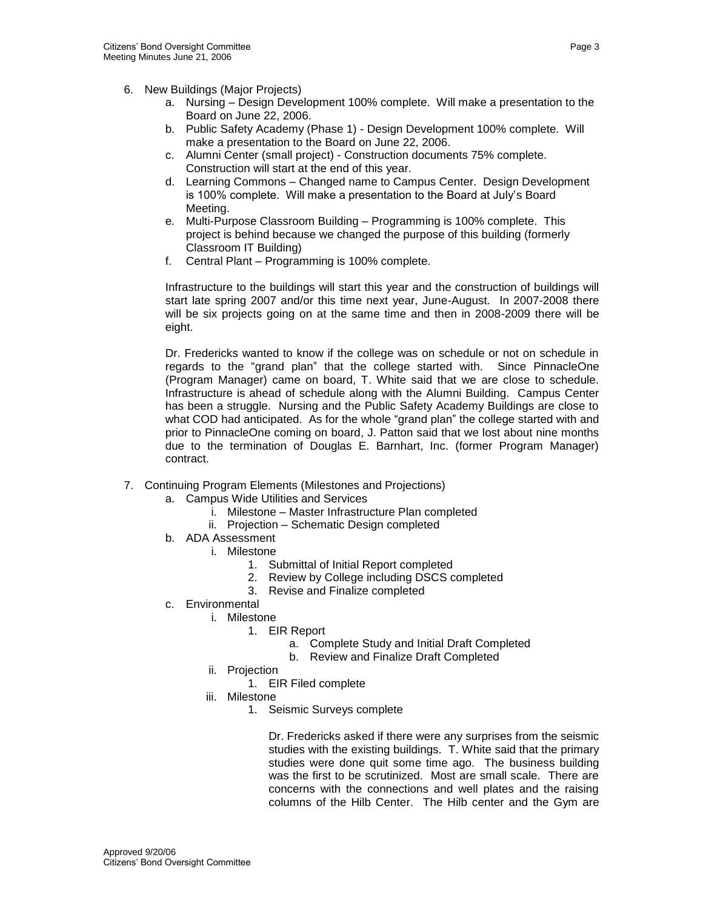6. New Buildings (Major Projects)
    a. Nursing – Design Development 100% complete. Will make a presentation to the Board on June 22, 2006.
    b. Public Safety Academy (Phase 1) - Design Development 100% complete. Will make a presentation to the Board on June 22, 2006.
    c. Alumni Center (small project) - Construction documents 75% complete. Construction will start at the end of this year.
    d. Learning Commons – Changed name to Campus Center. Design Development is 100% complete. Will make a presentation to the Board at July's Board Meeting.
    e. Multi-Purpose Classroom Building – Programming is 100% complete. This project is behind because we changed the purpose of this building (formerly Classroom IT Building)
    f. Central Plant – Programming is 100% complete.

    Infrastructure to the buildings will start this year and the construction of buildings will start late spring 2007 and/or this time next year, June-August. In 2007-2008 there will be six projects going on at the same time and then in 2008-2009 there will be eight.

    Dr. Fredericks wanted to know if the college was on schedule or not on schedule in regards to the "grand plan" that the college started with. Since PinnacleOne (Program Manager) came on board, T. White said that we are close to schedule. Infrastructure is ahead of schedule along with the Alumni Building. Campus Center has been a struggle. Nursing and the Public Safety Academy Buildings are close to what COD had anticipated. As for the whole "grand plan" the college started with and prior to PinnacleOne coming on board, J. Patton said that we lost about nine months due to the termination of Douglas E. Barnhart, Inc. (former Program Manager) contract.

7. Continuing Program Elements (Milestones and Projections)
    a. Campus Wide Utilities and Services
        i. Milestone – Master Infrastructure Plan completed
        ii. Projection – Schematic Design completed
    b. ADA Assessment
        i. Milestone
            1. Submittal of Initial Report completed
            2. Review by College including DSCS completed
            3. Revise and Finalize completed
    c. Environmental
        i. Milestone
            1. EIR Report
                a. Complete Study and Initial Draft Completed
                b. Review and Finalize Draft Completed
        ii. Projection
            1. EIR Filed complete
        iii. Milestone
            1. Seismic Surveys complete

                Dr. Fredericks asked if there were any surprises from the seismic studies with the existing buildings. T. White said that the primary studies were done quit some time ago. The business building was the first to be scrutinized. Most are small scale. There are concerns with the connections and well plates and the raising columns of the Hilb Center. The Hilb center and the Gym are

Approved 9/20/06
Citizens' Bond Oversight Committee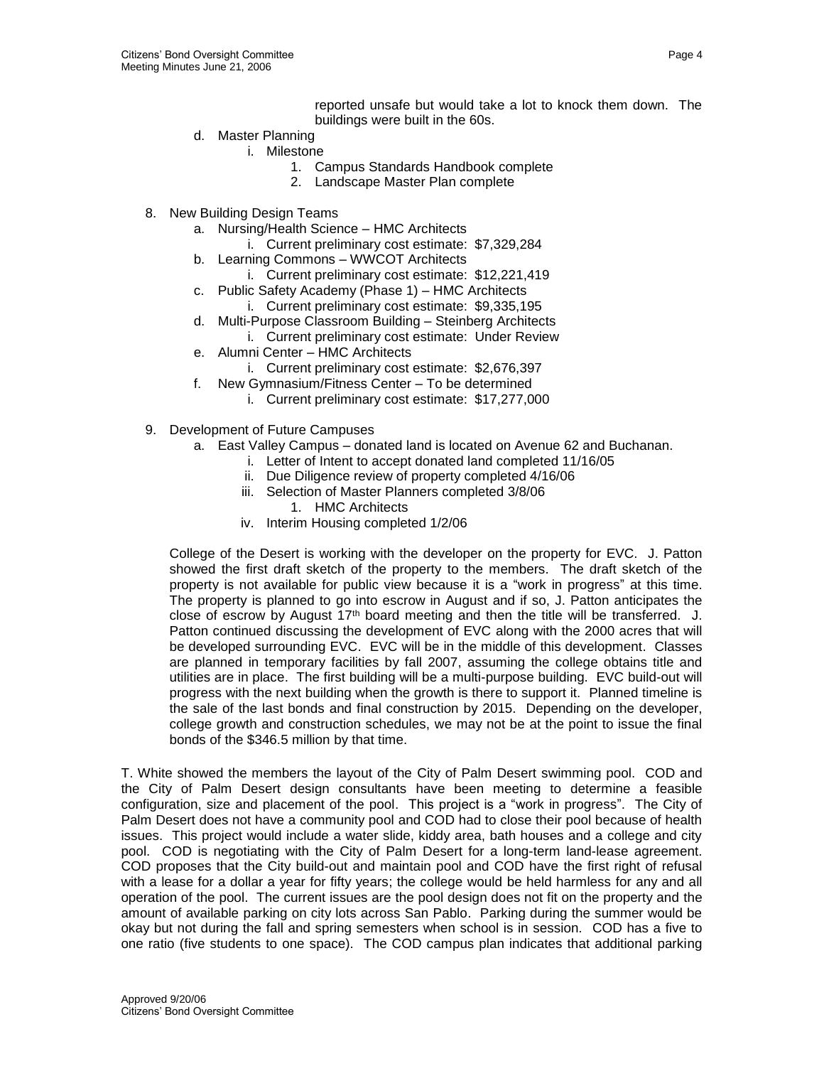reported unsafe but would take a lot to knock them down. The buildings were built in the 60s.

d. Master Planning
    i. Milestone
        1. Campus Standards Handbook complete
        2. Landscape Master Plan complete

8. New Building Design Teams
    a. Nursing/Health Science – HMC Architects
        i. Current preliminary cost estimate: $7,329,284
    b. Learning Commons – WWCOT Architects
        i. Current preliminary cost estimate: $12,221,419
    c. Public Safety Academy (Phase 1) – HMC Architects
        i. Current preliminary cost estimate: $9,335,195
    d. Multi-Purpose Classroom Building – Steinberg Architects
        i. Current preliminary cost estimate: Under Review
    e. Alumni Center – HMC Architects
        i. Current preliminary cost estimate: $2,676,397
    f. New Gymnasium/Fitness Center – To be determined
        i. Current preliminary cost estimate: $17,277,000

9. Development of Future Campuses
    a. East Valley Campus – donated land is located on Avenue 62 and Buchanan.
        i. Letter of Intent to accept donated land completed 11/16/05
        ii. Due Diligence review of property completed 4/16/06
        iii. Selection of Master Planners completed 3/8/06
            1. HMC Architects
        iv. Interim Housing completed 1/2/06

    College of the Desert is working with the developer on the property for EVC. J. Patton showed the first draft sketch of the property to the members. The draft sketch of the property is not available for public view because it is a "work in progress" at this time. The property is planned to go into escrow in August and if so, J. Patton anticipates the close of escrow by August 17th board meeting and then the title will be transferred. J. Patton continued discussing the development of EVC along with the 2000 acres that will be developed surrounding EVC. EVC will be in the middle of this development. Classes are planned in temporary facilities by fall 2007, assuming the college obtains title and utilities are in place. The first building will be a multi-purpose building. EVC build-out will progress with the next building when the growth is there to support it. Planned timeline is the sale of the last bonds and final construction by 2015. Depending on the developer, college growth and construction schedules, we may not be at the point to issue the final bonds of the $346.5 million by that time.

T. White showed the members the layout of the City of Palm Desert swimming pool. COD and the City of Palm Desert design consultants have been meeting to determine a feasible configuration, size and placement of the pool. This project is a "work in progress". The City of Palm Desert does not have a community pool and COD had to close their pool because of health issues. This project would include a water slide, kiddy area, bath houses and a college and city pool. COD is negotiating with the City of Palm Desert for a long-term land-lease agreement. COD proposes that the City build-out and maintain pool and COD have the first right of refusal with a lease for a dollar a year for fifty years; the college would be held harmless for any and all operation of the pool. The current issues are the pool design does not fit on the property and the amount of available parking on city lots across San Pablo. Parking during the summer would be okay but not during the fall and spring semesters when school is in session. COD has a five to one ratio (five students to one space). The COD campus plan indicates that additional parking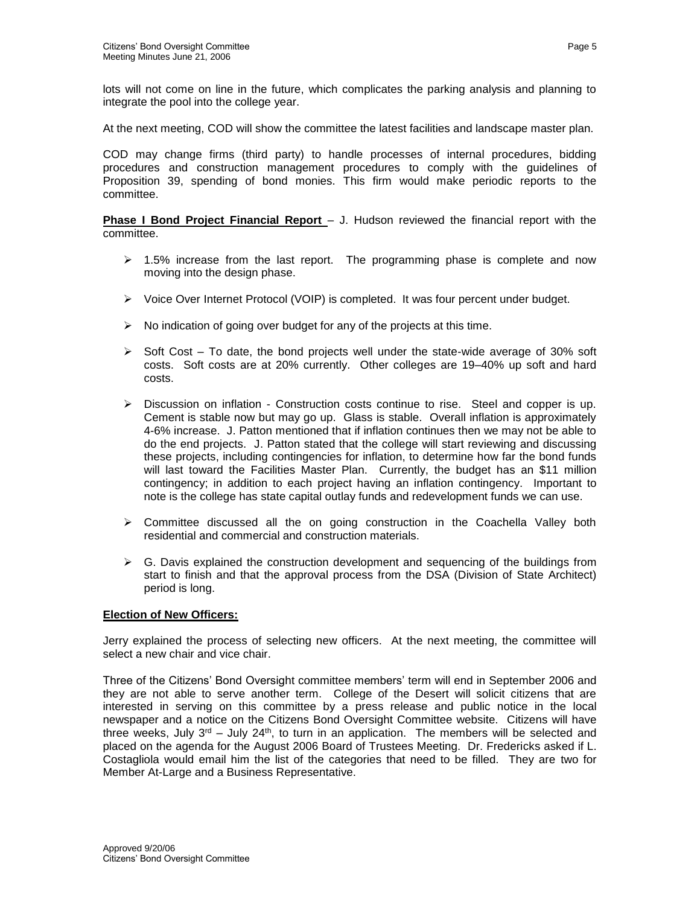lots will not come on line in the future, which complicates the parking analysis and planning to integrate the pool into the college year.

At the next meeting, COD will show the committee the latest facilities and landscape master plan.

COD may change firms (third party) to handle processes of internal procedures, bidding procedures and construction management procedures to comply with the guidelines of Proposition 39, spending of bond monies. This firm would make periodic reports to the committee.

**Phase I Bond Project Financial Report** – J. Hudson reviewed the financial report with the committee.

- 1.5% increase from the last report. The programming phase is complete and now moving into the design phase.
- Voice Over Internet Protocol (VOIP) is completed. It was four percent under budget.
- No indication of going over budget for any of the projects at this time.
- Soft Cost – To date, the bond projects well under the state-wide average of 30% soft costs. Soft costs are at 20% currently. Other colleges are 19–40% up soft and hard costs.
- Discussion on inflation - Construction costs continue to rise. Steel and copper is up. Cement is stable now but may go up. Glass is stable. Overall inflation is approximately 4-6% increase. J. Patton mentioned that if inflation continues then we may not be able to do the end projects. J. Patton stated that the college will start reviewing and discussing these projects, including contingencies for inflation, to determine how far the bond funds will last toward the Facilities Master Plan. Currently, the budget has an $11 million contingency; in addition to each project having an inflation contingency. Important to note is the college has state capital outlay funds and redevelopment funds we can use.
- Committee discussed all the on going construction in the Coachella Valley both residential and commercial and construction materials.
- G. Davis explained the construction development and sequencing of the buildings from start to finish and that the approval process from the DSA (Division of State Architect) period is long.

**Election of New Officers:**

Jerry explained the process of selecting new officers. At the next meeting, the committee will select a new chair and vice chair.

Three of the Citizens' Bond Oversight committee members' term will end in September 2006 and they are not able to serve another term. College of the Desert will solicit citizens that are interested in serving on this committee by a press release and public notice in the local newspaper and a notice on the Citizens Bond Oversight Committee website. Citizens will have three weeks, July 3rd – July 24th, to turn in an application. The members will be selected and placed on the agenda for the August 2006 Board of Trustees Meeting. Dr. Fredericks asked if L. Costagliola would email him the list of the categories that need to be filled. They are two for Member At-Large and a Business Representative.

Approved 9/20/06
Citizens' Bond Oversight Committee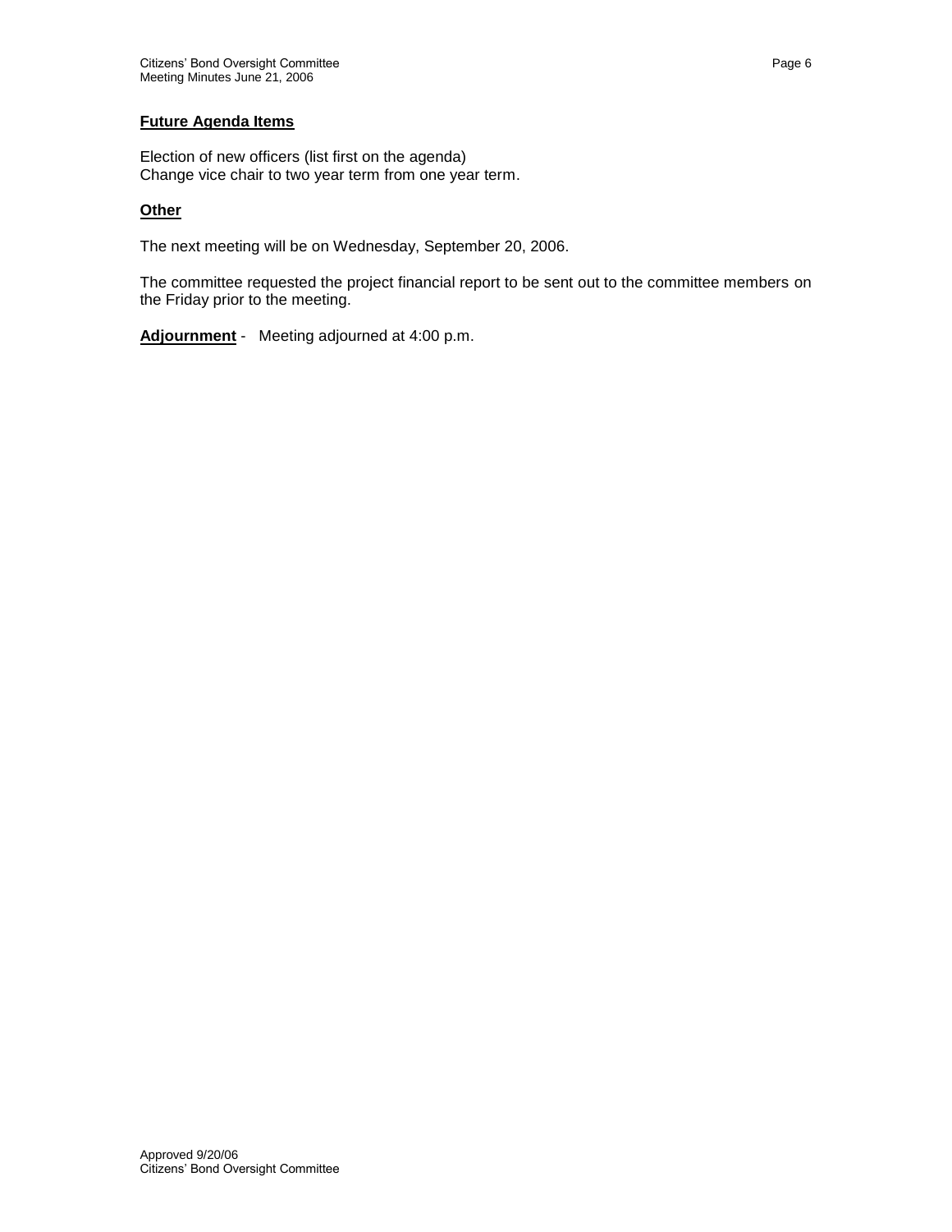**Future Agenda Items**

Election of new officers (list first on the agenda)
Change vice chair to two year term from one year term.

**Other**

The next meeting will be on Wednesday, September 20, 2006.

The committee requested the project financial report to be sent out to the committee members on the Friday prior to the meeting.

**Adjournment** - Meeting adjourned at 4:00 p.m.

Approved 9/20/06
Citizens' Bond Oversight Committee